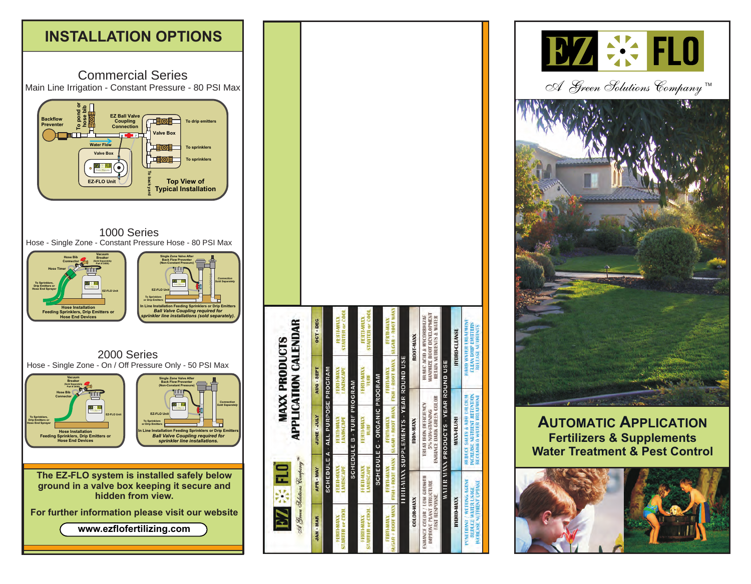# INSTALLATION OPTIONS

## Commercial Series

Main Line Irrigation - Constant Pressure - 80 PSI Max

Backflow Preventer
To pond or hose bib
EZ Ball Valve Coupling Connection
To drip emitters
Valve Box
Water Flow
To sprinklers
To sprinklers
Valve Box
EZ-FLO Unit
To backyard
Top View of Typical Installation

## 1000 Series

Hose - Single Zone - Constant Pressure Hose - 80 PSI Max

Hose Bib Connector
Vacuum Breaker (Sold Separately Part # 3050)
Hose Timer
To Sprinklers, Drip Emitters or Hose End Sprayer
EZ-FLO Unit
Hose Installation Feeding Sprinklers, Drip Emitters or Hose End Devices

Single Zone Valve After Back Flow Preventer (Non-Constant Pressure)
Connection Sold Separately
EZ-FLO Unit
To Sprinklers or Drip Emitters
In Line Installation Feeding Sprinklers or Drip Emitters
*Ball Valve Coupling required for sprinkler line installations (sold separately).*

## 2000 Series

Hose - Single Zone - On / Off Pressure Only - 50 PSI Max

Vacuum Breaker (Sold Separately Part # 3050)
Hose Bib Connector
To Sprinklers, Drip Emitters or Hose End Sprayer
EZ-FLO Unit
Hose Installation Feeding Sprinklers, Drip Emitters or Hose End Devices

Single Zone Valve After Back Flow Preventer (Non-Constant Pressure)
Connection Sold Separately
EZ-FLO Unit
To Sprinklers or Drip Emitters
In Line Installation Feeding Sprinklers or Drip Emitters
*Ball Valve Coupling required for sprinkler line installations.*

**The EZ-FLO system is installed safely below ground in a valve box keeping it secure and hidden from view.**

**For further information please visit our website**

**www.ezflofertilizing.com**

---

EZ FLO — A Green Solutions Company™

# MAXX PRODUCTS APPLICATION CALENDAR

| JAN - MAR | APR - MAY | JUNE - JULY | AUG - SEPT | OCT - DEC |
|---|---|---|---|---|
| **SCHEDULE A - ALL PURPOSE PROGRAM** | | | | |
| FERTI-MAXX STARTER or COOL | FERTI-MAXX LANDSCAPE | FERTI-MAXX LANDSCAPE | FERTI-MAXX LANDSCAPE | FERTI-MAXX STARTER or COOL |
| **SCHEDULE B - TURF PROGRAM** | | | | |
| FERTI-MAXX STARTER or COOL | FERTI-MAXX LANDSCAPE | FERTI-MAXX TURF | FERTI-MAXX TURF | FERTI-MAXX STARTER or COOL |
| **SCHEDULE C - ORGANIC PROGRAM** | | | | |
| FERTI-MAXX SUGAR + ROOT MAXX | FERTI-MAXX FISH + ROOT MAXX | FERTI-MAXX SUGAR + ROOT MAXX | FERTI-MAXX FISH + ROOT MAXX | FERTI-MAXX SUGAR + ROOT MAXX |
| **FERTI-MAXX SUPPLEMENTS - YEAR ROUND USE** | | | | |
| COLOR-MAXX | | IRON-MAXX | | ROOT-MAXX |
| ENHANCE COLOR / LOW GROWTH IMPROVE PLANT STRUCTURE FAST RESPONSE | | TREAT IRON DEFICIENCY 5% NON-STAINING ENHANCE DARK GREEN COLOR | | HUMIC ACID & MYCORRHIZAE MAXIMIZE ROOT DEVELOPMENT RETAIN NUTRIENTS & WATER |
| **WATER MAXX PRODUCTS - YEAR ROUND USE** | | | | |
| HYDRO-MAXX | | MAXX-FLUSH | | HYDRO-CLEANSE |
| PENETRANT / WETTING AGENT REDUCE WATER USAGE INCREASE NUTRIENT UPTAKE | | REDUCE SALTS & ADD CALCIUM INCREASE NUTRIENT RETENTION RECLAIMED WATER TREATMENT | | HARD WATER TREATMENT CLEAN DRIP EMITTERS RELEASE NUTRIENTS |

---

EZ FLO

*A Green Solutions Company™*

# AUTOMATIC APPLICATION

**Fertilizers & Supplements**

**Water Treatment & Pest Control**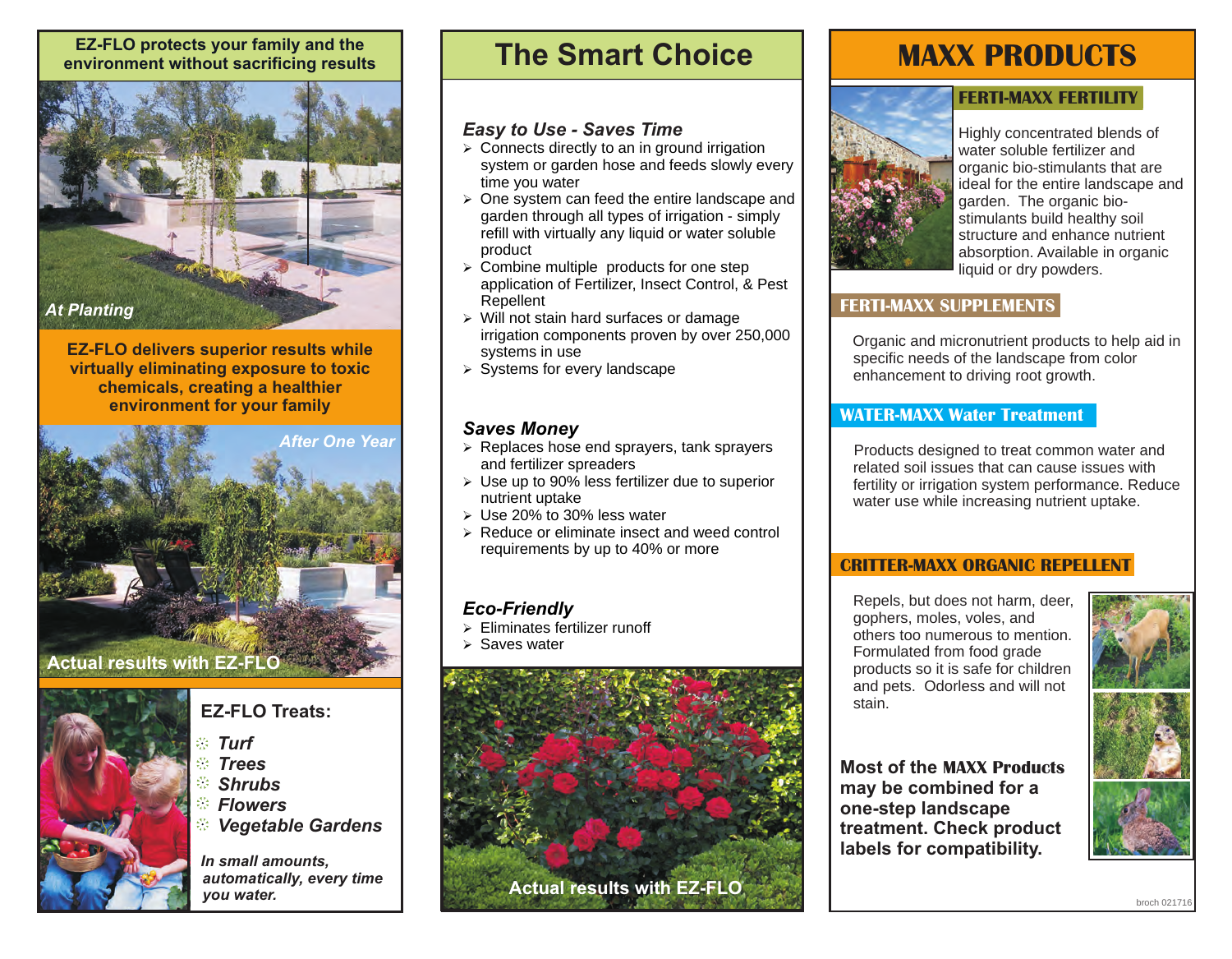**EZ-FLO protects your family and the environment without sacrificing results**

*At Planting*

**EZ-FLO delivers superior results while virtually eliminating exposure to toxic chemicals, creating a healthier environment for your family**

*After One Year*

**Actual results with EZ-FLO**

## EZ-FLO Treats:

- ***Turf***
- ***Trees***
- ***Shrubs***
- ***Flowers***
- ***Vegetable Gardens***

***In small amounts, automatically, every time you water.***

# The Smart Choice

### *Easy to Use - Saves Time*

- Connects directly to an in ground irrigation system or garden hose and feeds slowly every time you water
- One system can feed the entire landscape and garden through all types of irrigation - simply refill with virtually any liquid or water soluble product
- Combine multiple products for one step application of Fertilizer, Insect Control, & Pest Repellent
- Will not stain hard surfaces or damage irrigation components proven by over 250,000 systems in use
- Systems for every landscape

### *Saves Money*

- Replaces hose end sprayers, tank sprayers and fertilizer spreaders
- Use up to 90% less fertilizer due to superior nutrient uptake
- Use 20% to 30% less water
- Reduce or eliminate insect and weed control requirements by up to 40% or more

### *Eco-Friendly*

- Eliminates fertilizer runoff
- Saves water

**Actual results with EZ-FLO**

# MAXX PRODUCTS

## FERTI-MAXX FERTILITY

Highly concentrated blends of water soluble fertilizer and organic bio-stimulants that are ideal for the entire landscape and garden. The organic bio-stimulants build healthy soil structure and enhance nutrient absorption. Available in organic liquid or dry powders.

## FERTI-MAXX SUPPLEMENTS

Organic and micronutrient products to help aid in specific needs of the landscape from color enhancement to driving root growth.

## WATER-MAXX Water Treatment

Products designed to treat common water and related soil issues that can cause issues with fertility or irrigation system performance. Reduce water use while increasing nutrient uptake.

## CRITTER-MAXX ORGANIC REPELLENT

Repels, but does not harm, deer, gophers, moles, voles, and others too numerous to mention. Formulated from food grade products so it is safe for children and pets. Odorless and will not stain.

**Most of the MAXX Products may be combined for a one-step landscape treatment. Check product labels for compatibility.**

broch 021716